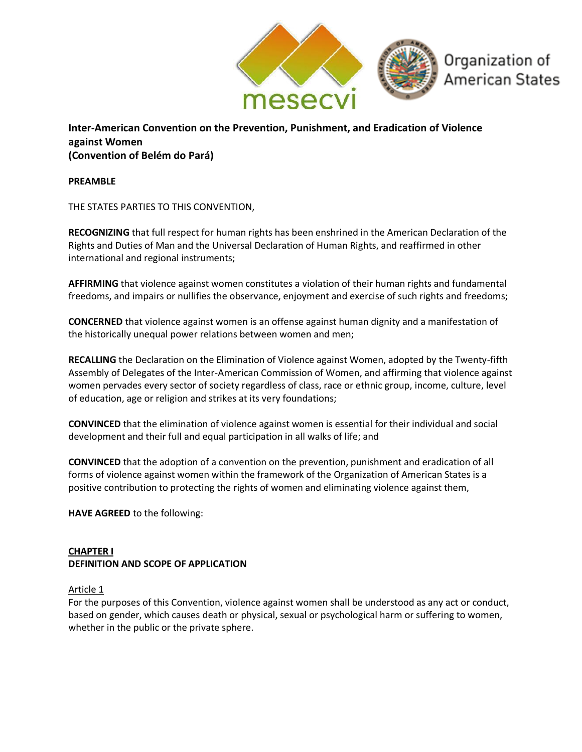Organization of American States

# Inter-American Convention on the Prevention, Punishment, and Eradication of Violence against Women
# (Convention of Belém do Pará)

**PREAMBLE**

THE STATES PARTIES TO THIS CONVENTION,

**RECOGNIZING** that full respect for human rights has been enshrined in the American Declaration of the Rights and Duties of Man and the Universal Declaration of Human Rights, and reaffirmed in other international and regional instruments;

**AFFIRMING** that violence against women constitutes a violation of their human rights and fundamental freedoms, and impairs or nullifies the observance, enjoyment and exercise of such rights and freedoms;

**CONCERNED** that violence against women is an offense against human dignity and a manifestation of the historically unequal power relations between women and men;

**RECALLING** the Declaration on the Elimination of Violence against Women, adopted by the Twenty-fifth Assembly of Delegates of the Inter-American Commission of Women, and affirming that violence against women pervades every sector of society regardless of class, race or ethnic group, income, culture, level of education, age or religion and strikes at its very foundations;

**CONVINCED** that the elimination of violence against women is essential for their individual and social development and their full and equal participation in all walks of life; and

**CONVINCED** that the adoption of a convention on the prevention, punishment and eradication of all forms of violence against women within the framework of the Organization of American States is a positive contribution to protecting the rights of women and eliminating violence against them,

**HAVE AGREED** to the following:

## CHAPTER I
## DEFINITION AND SCOPE OF APPLICATION

### Article 1

For the purposes of this Convention, violence against women shall be understood as any act or conduct, based on gender, which causes death or physical, sexual or psychological harm or suffering to women, whether in the public or the private sphere.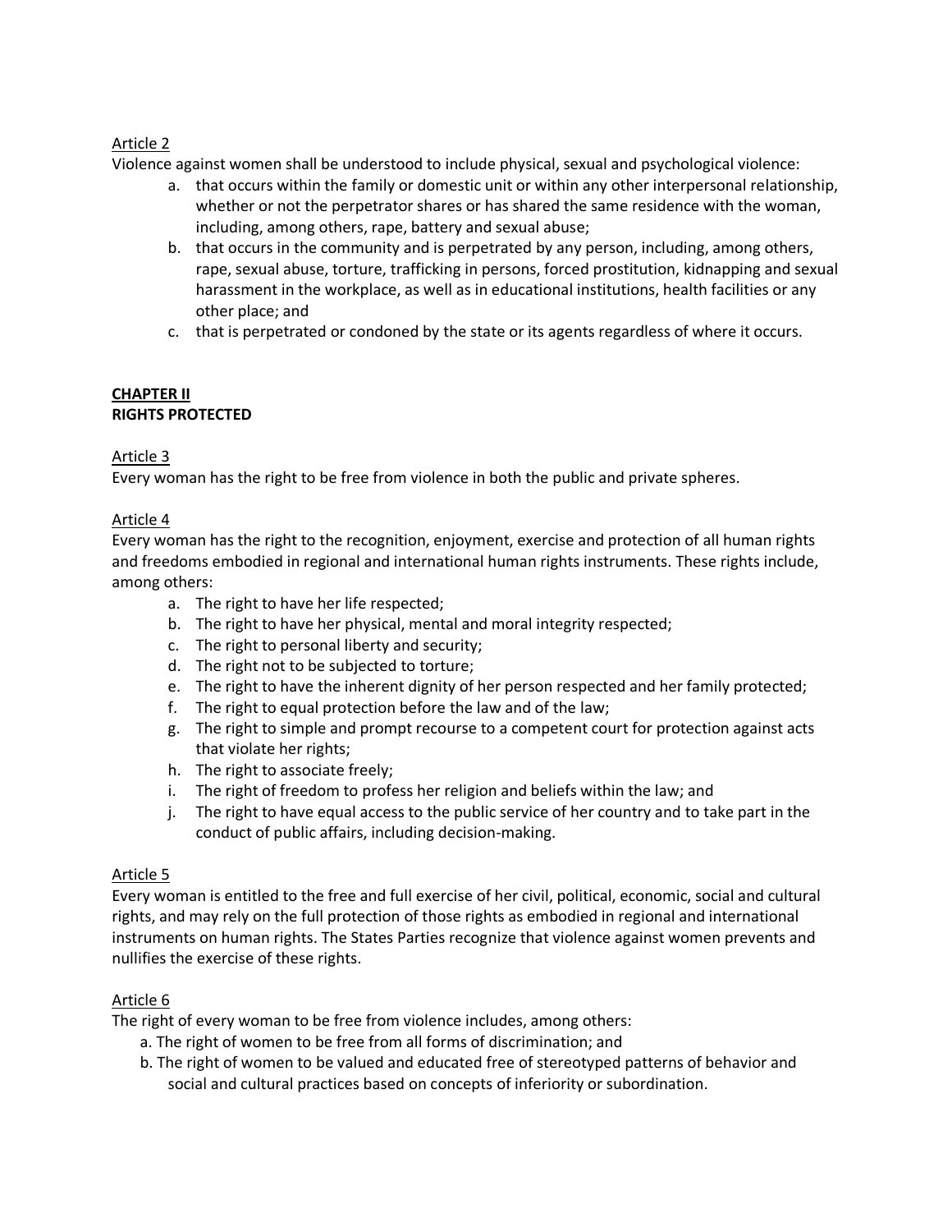Article 2

Violence against women shall be understood to include physical, sexual and psychological violence:

a. that occurs within the family or domestic unit or within any other interpersonal relationship, whether or not the perpetrator shares or has shared the same residence with the woman, including, among others, rape, battery and sexual abuse;
b. that occurs in the community and is perpetrated by any person, including, among others, rape, sexual abuse, torture, trafficking in persons, forced prostitution, kidnapping and sexual harassment in the workplace, as well as in educational institutions, health facilities or any other place; and
c. that is perpetrated or condoned by the state or its agents regardless of where it occurs.

## CHAPTER II
## RIGHTS PROTECTED

Article 3

Every woman has the right to be free from violence in both the public and private spheres.

Article 4

Every woman has the right to the recognition, enjoyment, exercise and protection of all human rights and freedoms embodied in regional and international human rights instruments. These rights include, among others:

a. The right to have her life respected;
b. The right to have her physical, mental and moral integrity respected;
c. The right to personal liberty and security;
d. The right not to be subjected to torture;
e. The right to have the inherent dignity of her person respected and her family protected;
f. The right to equal protection before the law and of the law;
g. The right to simple and prompt recourse to a competent court for protection against acts that violate her rights;
h. The right to associate freely;
i. The right of freedom to profess her religion and beliefs within the law; and
j. The right to have equal access to the public service of her country and to take part in the conduct of public affairs, including decision-making.

Article 5

Every woman is entitled to the free and full exercise of her civil, political, economic, social and cultural rights, and may rely on the full protection of those rights as embodied in regional and international instruments on human rights. The States Parties recognize that violence against women prevents and nullifies the exercise of these rights.

Article 6

The right of every woman to be free from violence includes, among others:

a. The right of women to be free from all forms of discrimination; and
b. The right of women to be valued and educated free of stereotyped patterns of behavior and social and cultural practices based on concepts of inferiority or subordination.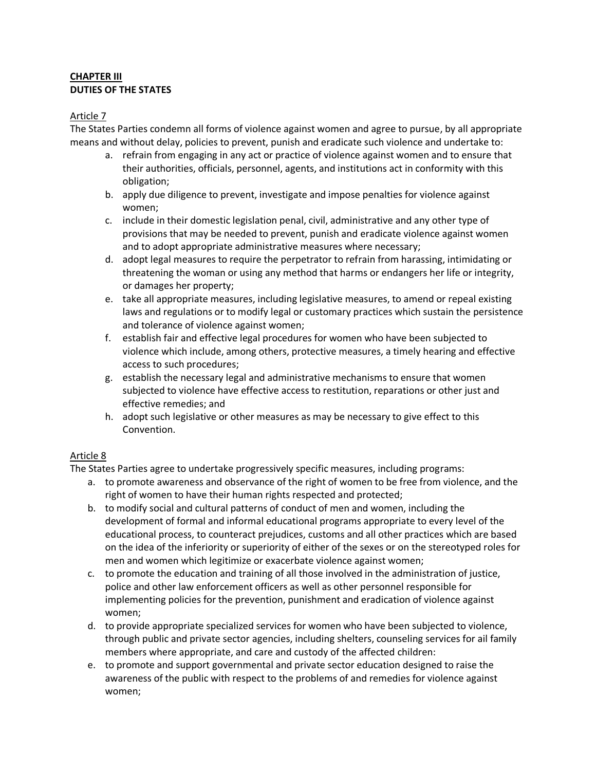**CHAPTER III**
**DUTIES OF THE STATES**

Article 7

The States Parties condemn all forms of violence against women and agree to pursue, by all appropriate means and without delay, policies to prevent, punish and eradicate such violence and undertake to:

a. refrain from engaging in any act or practice of violence against women and to ensure that their authorities, officials, personnel, agents, and institutions act in conformity with this obligation;
b. apply due diligence to prevent, investigate and impose penalties for violence against women;
c. include in their domestic legislation penal, civil, administrative and any other type of provisions that may be needed to prevent, punish and eradicate violence against women and to adopt appropriate administrative measures where necessary;
d. adopt legal measures to require the perpetrator to refrain from harassing, intimidating or threatening the woman or using any method that harms or endangers her life or integrity, or damages her property;
e. take all appropriate measures, including legislative measures, to amend or repeal existing laws and regulations or to modify legal or customary practices which sustain the persistence and tolerance of violence against women;
f. establish fair and effective legal procedures for women who have been subjected to violence which include, among others, protective measures, a timely hearing and effective access to such procedures;
g. establish the necessary legal and administrative mechanisms to ensure that women subjected to violence have effective access to restitution, reparations or other just and effective remedies; and
h. adopt such legislative or other measures as may be necessary to give effect to this Convention.

Article 8

The States Parties agree to undertake progressively specific measures, including programs:

a. to promote awareness and observance of the right of women to be free from violence, and the right of women to have their human rights respected and protected;
b. to modify social and cultural patterns of conduct of men and women, including the development of formal and informal educational programs appropriate to every level of the educational process, to counteract prejudices, customs and all other practices which are based on the idea of the inferiority or superiority of either of the sexes or on the stereotyped roles for men and women which legitimize or exacerbate violence against women;
c. to promote the education and training of all those involved in the administration of justice, police and other law enforcement officers as well as other personnel responsible for implementing policies for the prevention, punishment and eradication of violence against women;
d. to provide appropriate specialized services for women who have been subjected to violence, through public and private sector agencies, including shelters, counseling services for ail family members where appropriate, and care and custody of the affected children:
e. to promote and support governmental and private sector education designed to raise the awareness of the public with respect to the problems of and remedies for violence against women;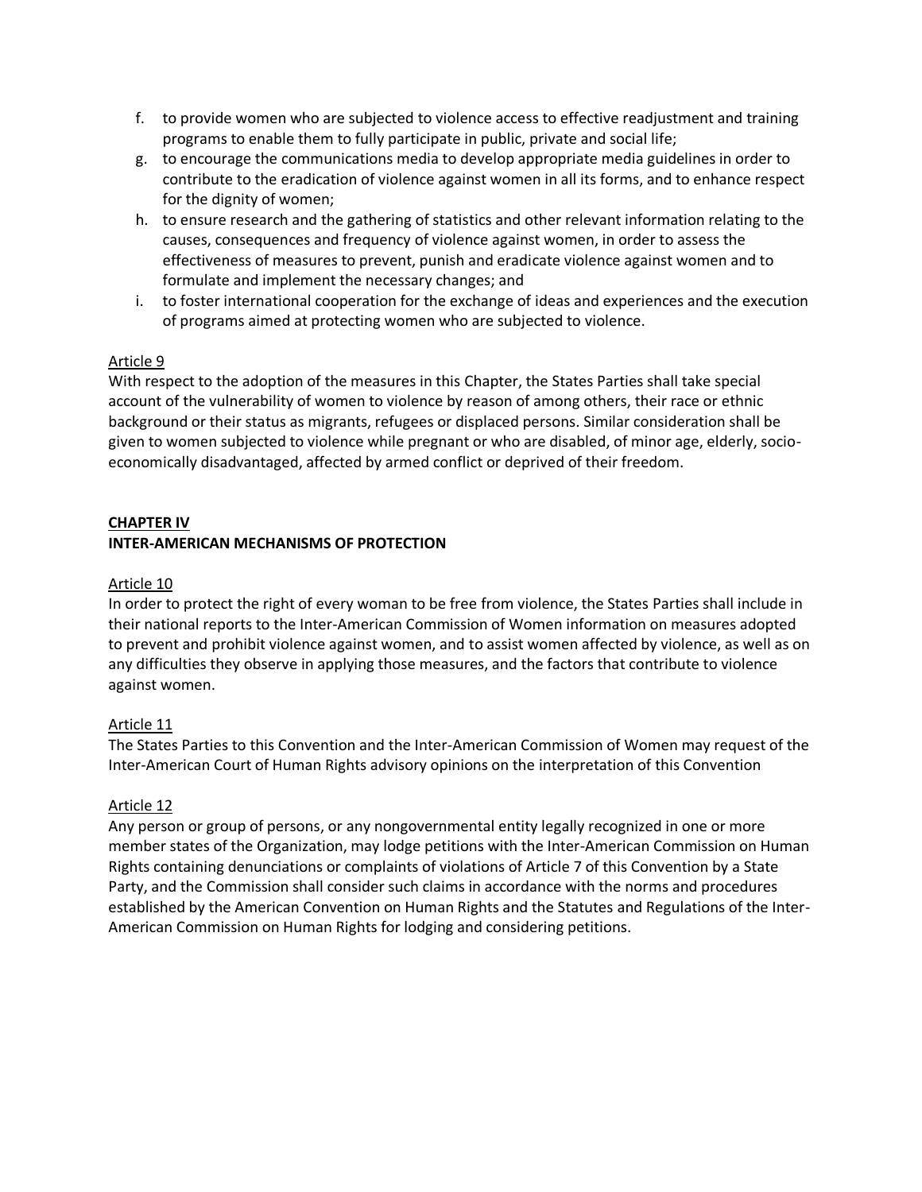f. to provide women who are subjected to violence access to effective readjustment and training programs to enable them to fully participate in public, private and social life;
g. to encourage the communications media to develop appropriate media guidelines in order to contribute to the eradication of violence against women in all its forms, and to enhance respect for the dignity of women;
h. to ensure research and the gathering of statistics and other relevant information relating to the causes, consequences and frequency of violence against women, in order to assess the effectiveness of measures to prevent, punish and eradicate violence against women and to formulate and implement the necessary changes; and
i. to foster international cooperation for the exchange of ideas and experiences and the execution of programs aimed at protecting women who are subjected to violence.

Article 9

With respect to the adoption of the measures in this Chapter, the States Parties shall take special account of the vulnerability of women to violence by reason of among others, their race or ethnic background or their status as migrants, refugees or displaced persons. Similar consideration shall be given to women subjected to violence while pregnant or who are disabled, of minor age, elderly, socio-economically disadvantaged, affected by armed conflict or deprived of their freedom.

## CHAPTER IV
## INTER-AMERICAN MECHANISMS OF PROTECTION

Article 10

In order to protect the right of every woman to be free from violence, the States Parties shall include in their national reports to the Inter-American Commission of Women information on measures adopted to prevent and prohibit violence against women, and to assist women affected by violence, as well as on any difficulties they observe in applying those measures, and the factors that contribute to violence against women.

Article 11

The States Parties to this Convention and the Inter-American Commission of Women may request of the Inter-American Court of Human Rights advisory opinions on the interpretation of this Convention

Article 12

Any person or group of persons, or any nongovernmental entity legally recognized in one or more member states of the Organization, may lodge petitions with the Inter-American Commission on Human Rights containing denunciations or complaints of violations of Article 7 of this Convention by a State Party, and the Commission shall consider such claims in accordance with the norms and procedures established by the American Convention on Human Rights and the Statutes and Regulations of the Inter-American Commission on Human Rights for lodging and considering petitions.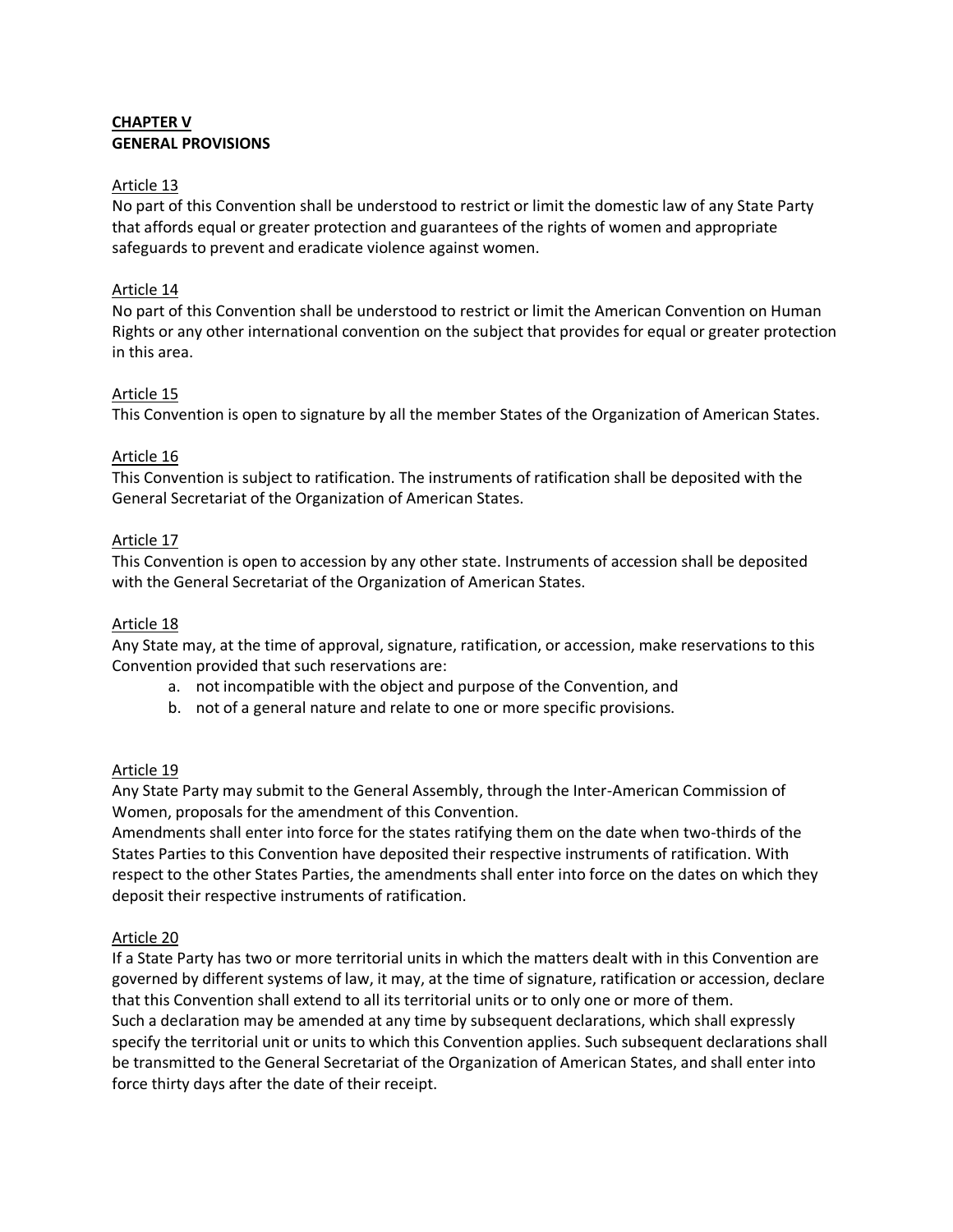## CHAPTER V
## GENERAL PROVISIONS

Article 13

No part of this Convention shall be understood to restrict or limit the domestic law of any State Party that affords equal or greater protection and guarantees of the rights of women and appropriate safeguards to prevent and eradicate violence against women.

Article 14

No part of this Convention shall be understood to restrict or limit the American Convention on Human Rights or any other international convention on the subject that provides for equal or greater protection in this area.

Article 15

This Convention is open to signature by all the member States of the Organization of American States.

Article 16

This Convention is subject to ratification. The instruments of ratification shall be deposited with the General Secretariat of the Organization of American States.

Article 17

This Convention is open to accession by any other state. Instruments of accession shall be deposited with the General Secretariat of the Organization of American States.

Article 18

Any State may, at the time of approval, signature, ratification, or accession, make reservations to this Convention provided that such reservations are:

a. not incompatible with the object and purpose of the Convention, and
b. not of a general nature and relate to one or more specific provisions.

Article 19

Any State Party may submit to the General Assembly, through the Inter-American Commission of Women, proposals for the amendment of this Convention.

Amendments shall enter into force for the states ratifying them on the date when two-thirds of the States Parties to this Convention have deposited their respective instruments of ratification. With respect to the other States Parties, the amendments shall enter into force on the dates on which they deposit their respective instruments of ratification.

Article 20

If a State Party has two or more territorial units in which the matters dealt with in this Convention are governed by different systems of law, it may, at the time of signature, ratification or accession, declare that this Convention shall extend to all its territorial units or to only one or more of them.

Such a declaration may be amended at any time by subsequent declarations, which shall expressly specify the territorial unit or units to which this Convention applies. Such subsequent declarations shall be transmitted to the General Secretariat of the Organization of American States, and shall enter into force thirty days after the date of their receipt.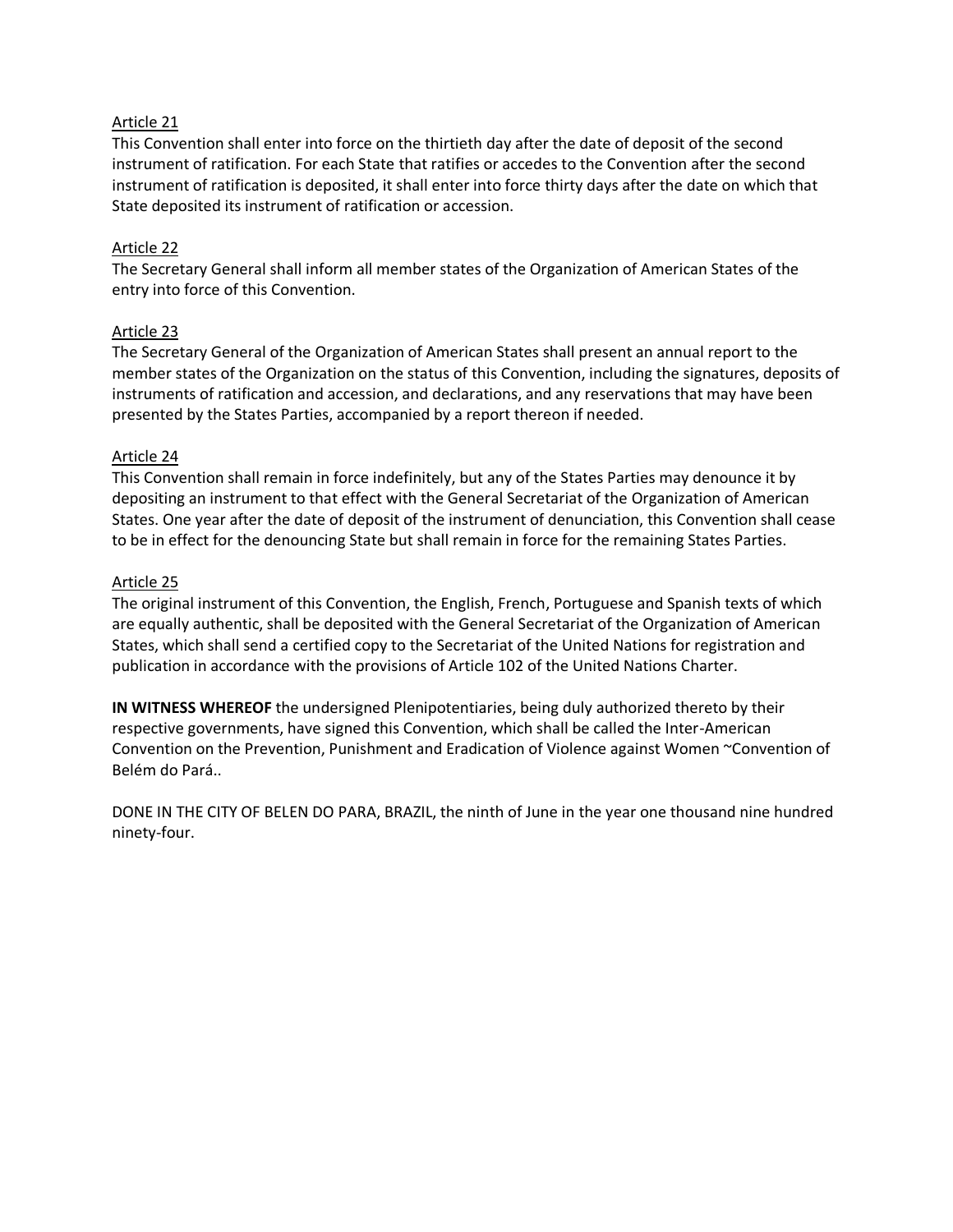Article 21

This Convention shall enter into force on the thirtieth day after the date of deposit of the second instrument of ratification. For each State that ratifies or accedes to the Convention after the second instrument of ratification is deposited, it shall enter into force thirty days after the date on which that State deposited its instrument of ratification or accession.

Article 22

The Secretary General shall inform all member states of the Organization of American States of the entry into force of this Convention.

Article 23

The Secretary General of the Organization of American States shall present an annual report to the member states of the Organization on the status of this Convention, including the signatures, deposits of instruments of ratification and accession, and declarations, and any reservations that may have been presented by the States Parties, accompanied by a report thereon if needed.

Article 24

This Convention shall remain in force indefinitely, but any of the States Parties may denounce it by depositing an instrument to that effect with the General Secretariat of the Organization of American States. One year after the date of deposit of the instrument of denunciation, this Convention shall cease to be in effect for the denouncing State but shall remain in force for the remaining States Parties.

Article 25

The original instrument of this Convention, the English, French, Portuguese and Spanish texts of which are equally authentic, shall be deposited with the General Secretariat of the Organization of American States, which shall send a certified copy to the Secretariat of the United Nations for registration and publication in accordance with the provisions of Article 102 of the United Nations Charter.

**IN WITNESS WHEREOF** the undersigned Plenipotentiaries, being duly authorized thereto by their respective governments, have signed this Convention, which shall be called the Inter-American Convention on the Prevention, Punishment and Eradication of Violence against Women ~Convention of Belém do Pará..

DONE IN THE CITY OF BELEN DO PARA, BRAZIL, the ninth of June in the year one thousand nine hundred ninety-four.